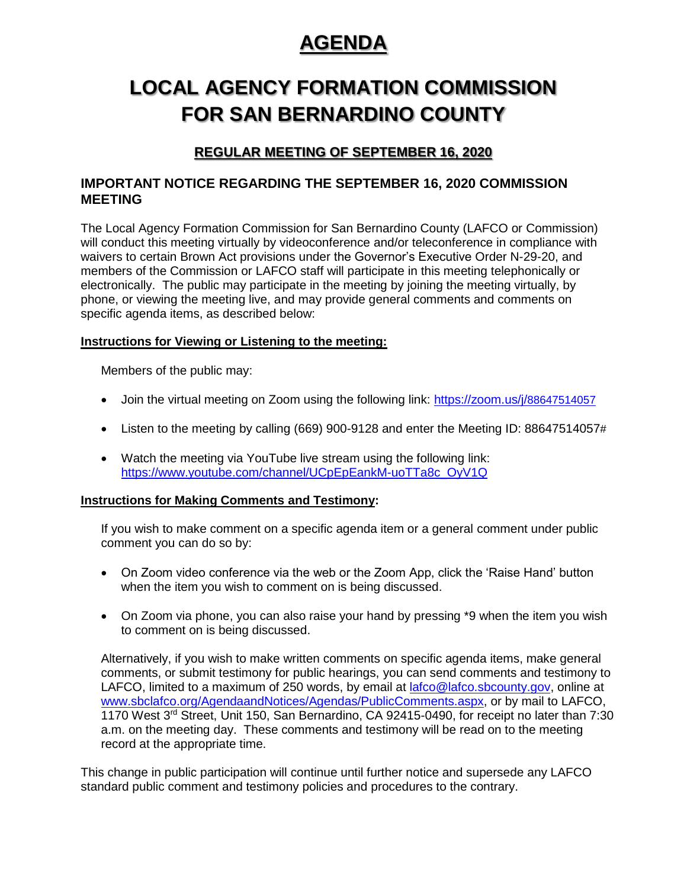# AGENDA

# LOCAL AGENCY FORMATION COMMISSION FOR SAN BERNARDINO COUNTY

## REGULAR MEETING OF SEPTEMBER 16, 2020

### IMPORTANT NOTICE REGARDING THE SEPTEMBER 16, 2020 COMMISSION MEETING

The Local Agency Formation Commission for San Bernardino County (LAFCO or Commission) will conduct this meeting virtually by videoconference and/or teleconference in compliance with waivers to certain Brown Act provisions under the Governor's Executive Order N-29-20, and members of the Commission or LAFCO staff will participate in this meeting telephonically or electronically. The public may participate in the meeting by joining the meeting virtually, by phone, or viewing the meeting live, and may provide general comments and comments on specific agenda items, as described below:

**Instructions for Viewing or Listening to the meeting:**

Members of the public may:

- Join the virtual meeting on Zoom using the following link: https://zoom.us/j/88647514057
- Listen to the meeting by calling (669) 900-9128 and enter the Meeting ID: 88647514057#
- Watch the meeting via YouTube live stream using the following link: https://www.youtube.com/channel/UCpEpEankM-uoTTa8c_OyV1Q

**Instructions for Making Comments and Testimony:**

If you wish to make comment on a specific agenda item or a general comment under public comment you can do so by:

- On Zoom video conference via the web or the Zoom App, click the 'Raise Hand' button when the item you wish to comment on is being discussed.
- On Zoom via phone, you can also raise your hand by pressing *9 when the item you wish to comment on is being discussed.

Alternatively, if you wish to make written comments on specific agenda items, make general comments, or submit testimony for public hearings, you can send comments and testimony to LAFCO, limited to a maximum of 250 words, by email at lafco@lafco.sbcounty.gov, online at www.sbclafco.org/AgendaandNotices/Agendas/PublicComments.aspx, or by mail to LAFCO, 1170 West 3rd Street, Unit 150, San Bernardino, CA 92415-0490, for receipt no later than 7:30 a.m. on the meeting day. These comments and testimony will be read on to the meeting record at the appropriate time.

This change in public participation will continue until further notice and supersede any LAFCO standard public comment and testimony policies and procedures to the contrary.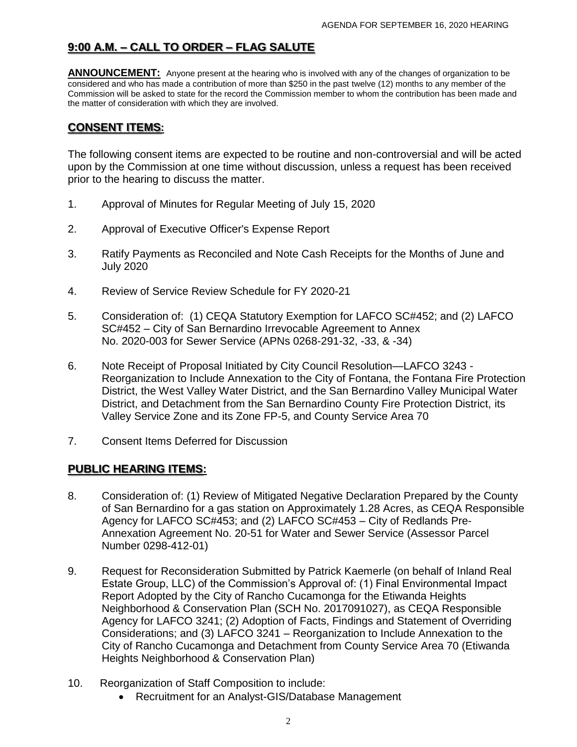## **9:00 A.M. – CALL TO ORDER – FLAG SALUTE**

**ANNOUNCEMENT:** Anyone present at the hearing who is involved with any of the changes of organization to be considered and who has made a contribution of more than $250 in the past twelve (12) months to any member of the Commission will be asked to state for the record the Commission member to whom the contribution has been made and the matter of consideration with which they are involved.

## **CONSENT ITEMS:**

The following consent items are expected to be routine and non-controversial and will be acted upon by the Commission at one time without discussion, unless a request has been received prior to the hearing to discuss the matter.

1. Approval of Minutes for Regular Meeting of July 15, 2020

2. Approval of Executive Officer's Expense Report

3. Ratify Payments as Reconciled and Note Cash Receipts for the Months of June and July 2020

4. Review of Service Review Schedule for FY 2020-21

5. Consideration of: (1) CEQA Statutory Exemption for LAFCO SC#452; and (2) LAFCO SC#452 – City of San Bernardino Irrevocable Agreement to Annex No. 2020-003 for Sewer Service (APNs 0268-291-32, -33, & -34)

6. Note Receipt of Proposal Initiated by City Council Resolution—LAFCO 3243 - Reorganization to Include Annexation to the City of Fontana, the Fontana Fire Protection District, the West Valley Water District, and the San Bernardino Valley Municipal Water District, and Detachment from the San Bernardino County Fire Protection District, its Valley Service Zone and its Zone FP-5, and County Service Area 70

7. Consent Items Deferred for Discussion

## **PUBLIC HEARING ITEMS:**

8. Consideration of: (1) Review of Mitigated Negative Declaration Prepared by the County of San Bernardino for a gas station on Approximately 1.28 Acres, as CEQA Responsible Agency for LAFCO SC#453; and (2) LAFCO SC#453 – City of Redlands Pre-Annexation Agreement No. 20-51 for Water and Sewer Service (Assessor Parcel Number 0298-412-01)

9. Request for Reconsideration Submitted by Patrick Kaemerle (on behalf of Inland Real Estate Group, LLC) of the Commission's Approval of: (1) Final Environmental Impact Report Adopted by the City of Rancho Cucamonga for the Etiwanda Heights Neighborhood & Conservation Plan (SCH No. 2017091027), as CEQA Responsible Agency for LAFCO 3241; (2) Adoption of Facts, Findings and Statement of Overriding Considerations; and (3) LAFCO 3241 – Reorganization to Include Annexation to the City of Rancho Cucamonga and Detachment from County Service Area 70 (Etiwanda Heights Neighborhood & Conservation Plan)

10. Reorganization of Staff Composition to include:
    - Recruitment for an Analyst-GIS/Database Management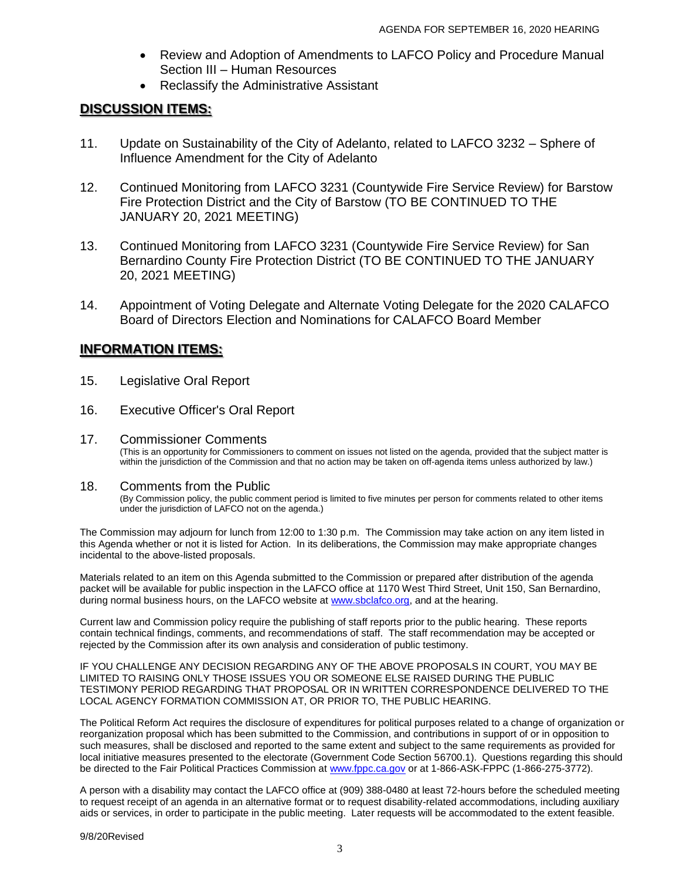- Review and Adoption of Amendments to LAFCO Policy and Procedure Manual Section III – Human Resources
- Reclassify the Administrative Assistant

## DISCUSSION ITEMS:

11. Update on Sustainability of the City of Adelanto, related to LAFCO 3232 – Sphere of Influence Amendment for the City of Adelanto

12. Continued Monitoring from LAFCO 3231 (Countywide Fire Service Review) for Barstow Fire Protection District and the City of Barstow (TO BE CONTINUED TO THE JANUARY 20, 2021 MEETING)

13. Continued Monitoring from LAFCO 3231 (Countywide Fire Service Review) for San Bernardino County Fire Protection District (TO BE CONTINUED TO THE JANUARY 20, 2021 MEETING)

14. Appointment of Voting Delegate and Alternate Voting Delegate for the 2020 CALAFCO Board of Directors Election and Nominations for CALAFCO Board Member

## INFORMATION ITEMS:

15. Legislative Oral Report

16. Executive Officer's Oral Report

17. Commissioner Comments
 (This is an opportunity for Commissioners to comment on issues not listed on the agenda, provided that the subject matter is within the jurisdiction of the Commission and that no action may be taken on off-agenda items unless authorized by law.)

18. Comments from the Public
 (By Commission policy, the public comment period is limited to five minutes per person for comments related to other items under the jurisdiction of LAFCO not on the agenda.)

The Commission may adjourn for lunch from 12:00 to 1:30 p.m. The Commission may take action on any item listed in this Agenda whether or not it is listed for Action. In its deliberations, the Commission may make appropriate changes incidental to the above-listed proposals.

Materials related to an item on this Agenda submitted to the Commission or prepared after distribution of the agenda packet will be available for public inspection in the LAFCO office at 1170 West Third Street, Unit 150, San Bernardino, during normal business hours, on the LAFCO website at www.sbclafco.org, and at the hearing.

Current law and Commission policy require the publishing of staff reports prior to the public hearing. These reports contain technical findings, comments, and recommendations of staff. The staff recommendation may be accepted or rejected by the Commission after its own analysis and consideration of public testimony.

IF YOU CHALLENGE ANY DECISION REGARDING ANY OF THE ABOVE PROPOSALS IN COURT, YOU MAY BE LIMITED TO RAISING ONLY THOSE ISSUES YOU OR SOMEONE ELSE RAISED DURING THE PUBLIC TESTIMONY PERIOD REGARDING THAT PROPOSAL OR IN WRITTEN CORRESPONDENCE DELIVERED TO THE LOCAL AGENCY FORMATION COMMISSION AT, OR PRIOR TO, THE PUBLIC HEARING.

The Political Reform Act requires the disclosure of expenditures for political purposes related to a change of organization or reorganization proposal which has been submitted to the Commission, and contributions in support of or in opposition to such measures, shall be disclosed and reported to the same extent and subject to the same requirements as provided for local initiative measures presented to the electorate (Government Code Section 56700.1). Questions regarding this should be directed to the Fair Political Practices Commission at www.fppc.ca.gov or at 1-866-ASK-FPPC (1-866-275-3772).

A person with a disability may contact the LAFCO office at (909) 388-0480 at least 72-hours before the scheduled meeting to request receipt of an agenda in an alternative format or to request disability-related accommodations, including auxiliary aids or services, in order to participate in the public meeting. Later requests will be accommodated to the extent feasible.

9/8/20Revised